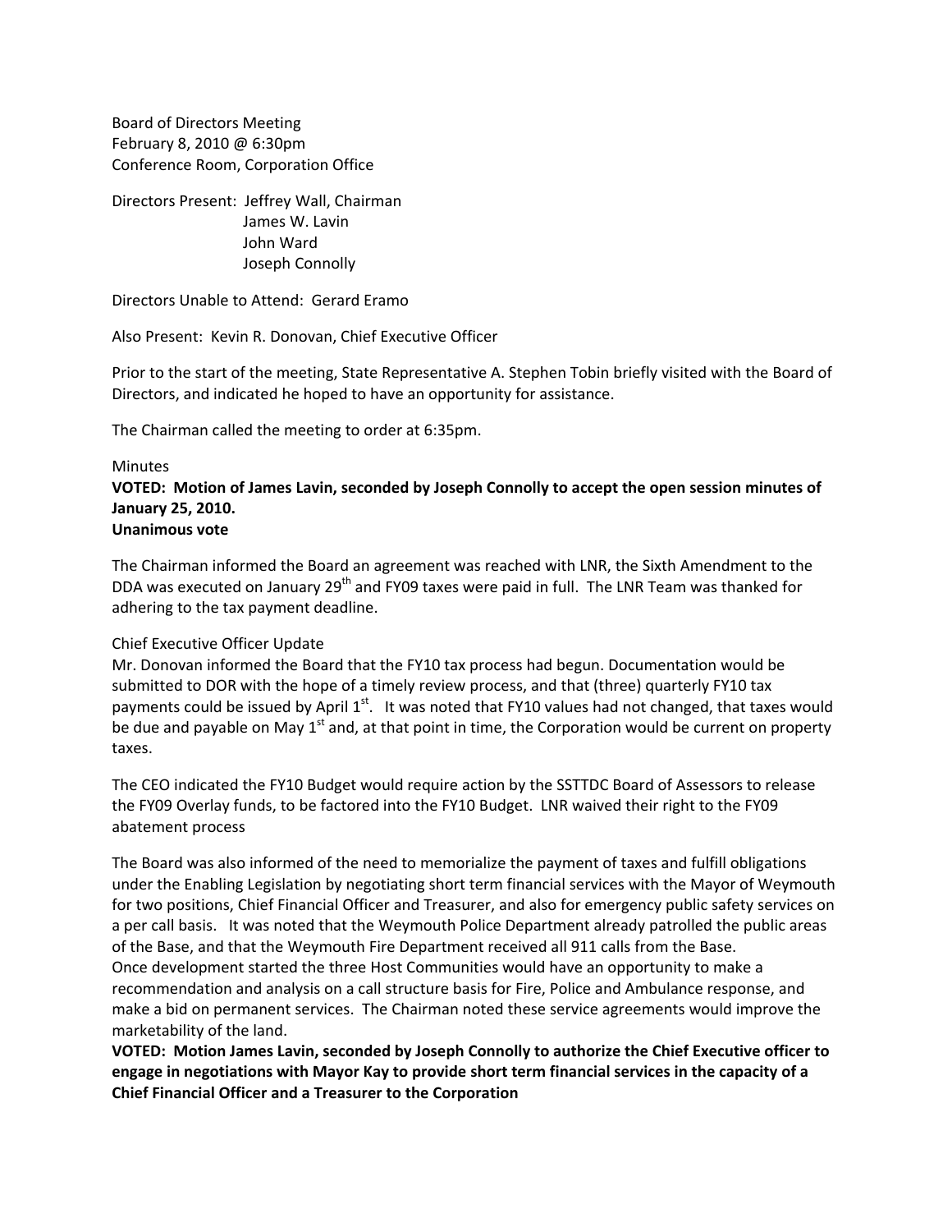Board of Directors Meeting
February 8, 2010 @ 6:30pm
Conference Room, Corporation Office

Directors Present: Jeffrey Wall, Chairman
James W. Lavin
John Ward
Joseph Connolly

Directors Unable to Attend: Gerard Eramo

Also Present: Kevin R. Donovan, Chief Executive Officer

Prior to the start of the meeting, State Representative A. Stephen Tobin briefly visited with the Board of Directors, and indicated he hoped to have an opportunity for assistance.

The Chairman called the meeting to order at 6:35pm.

Minutes

**VOTED: Motion of James Lavin, seconded by Joseph Connolly to accept the open session minutes of January 25, 2010.**
**Unanimous vote**

The Chairman informed the Board an agreement was reached with LNR, the Sixth Amendment to the DDA was executed on January 29th and FY09 taxes were paid in full. The LNR Team was thanked for adhering to the tax payment deadline.

Chief Executive Officer Update

Mr. Donovan informed the Board that the FY10 tax process had begun. Documentation would be submitted to DOR with the hope of a timely review process, and that (three) quarterly FY10 tax payments could be issued by April 1st. It was noted that FY10 values had not changed, that taxes would be due and payable on May 1st and, at that point in time, the Corporation would be current on property taxes.

The CEO indicated the FY10 Budget would require action by the SSTTDC Board of Assessors to release the FY09 Overlay funds, to be factored into the FY10 Budget. LNR waived their right to the FY09 abatement process

The Board was also informed of the need to memorialize the payment of taxes and fulfill obligations under the Enabling Legislation by negotiating short term financial services with the Mayor of Weymouth for two positions, Chief Financial Officer and Treasurer, and also for emergency public safety services on a per call basis. It was noted that the Weymouth Police Department already patrolled the public areas of the Base, and that the Weymouth Fire Department received all 911 calls from the Base.
Once development started the three Host Communities would have an opportunity to make a recommendation and analysis on a call structure basis for Fire, Police and Ambulance response, and make a bid on permanent services. The Chairman noted these service agreements would improve the marketability of the land.

**VOTED: Motion James Lavin, seconded by Joseph Connolly to authorize the Chief Executive officer to engage in negotiations with Mayor Kay to provide short term financial services in the capacity of a Chief Financial Officer and a Treasurer to the Corporation**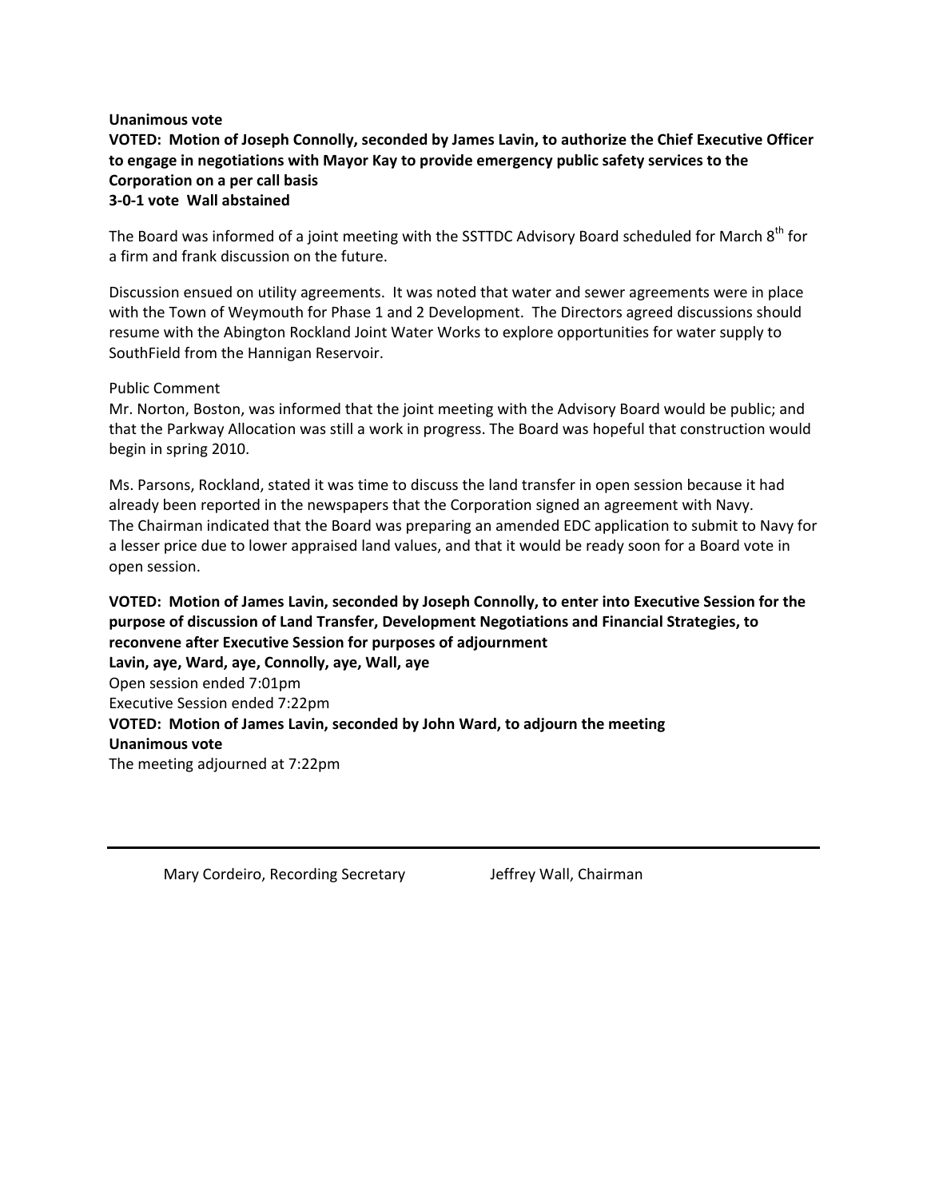**Unanimous vote**

**VOTED: Motion of Joseph Connolly, seconded by James Lavin, to authorize the Chief Executive Officer to engage in negotiations with Mayor Kay to provide emergency public safety services to the Corporation on a per call basis**
**3-0-1 vote Wall abstained**

The Board was informed of a joint meeting with the SSTTDC Advisory Board scheduled for March 8th for a firm and frank discussion on the future.

Discussion ensued on utility agreements. It was noted that water and sewer agreements were in place with the Town of Weymouth for Phase 1 and 2 Development. The Directors agreed discussions should resume with the Abington Rockland Joint Water Works to explore opportunities for water supply to SouthField from the Hannigan Reservoir.

Public Comment
Mr. Norton, Boston, was informed that the joint meeting with the Advisory Board would be public; and that the Parkway Allocation was still a work in progress. The Board was hopeful that construction would begin in spring 2010.

Ms. Parsons, Rockland, stated it was time to discuss the land transfer in open session because it had already been reported in the newspapers that the Corporation signed an agreement with Navy.
The Chairman indicated that the Board was preparing an amended EDC application to submit to Navy for a lesser price due to lower appraised land values, and that it would be ready soon for a Board vote in open session.

**VOTED: Motion of James Lavin, seconded by Joseph Connolly, to enter into Executive Session for the purpose of discussion of Land Transfer, Development Negotiations and Financial Strategies, to reconvene after Executive Session for purposes of adjournment**
**Lavin, aye, Ward, aye, Connolly, aye, Wall, aye**
Open session ended 7:01pm
Executive Session ended 7:22pm
**VOTED: Motion of James Lavin, seconded by John Ward, to adjourn the meeting**
**Unanimous vote**
The meeting adjourned at 7:22pm

---

Mary Cordeiro, Recording Secretary Jeffrey Wall, Chairman